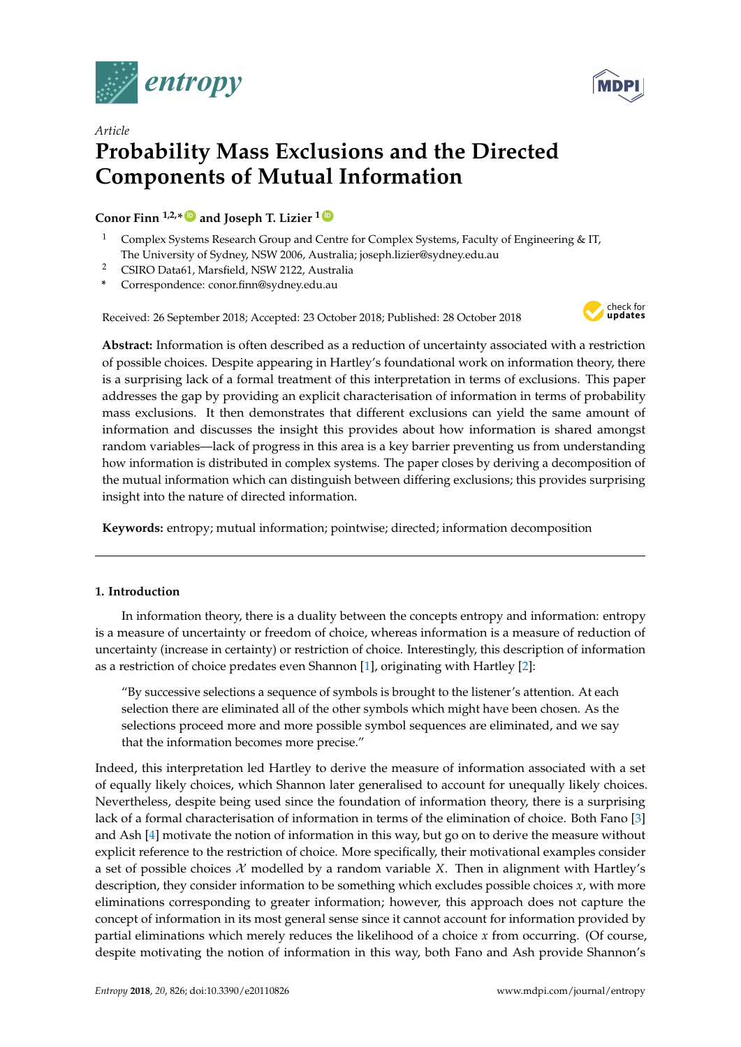*Article*

# Probability Mass Exclusions and the Directed Components of Mutual Information

**Conor Finn [1,2,*] and Joseph T. Lizier [1]**

[1] Complex Systems Research Group and Centre for Complex Systems, Faculty of Engineering & IT, The University of Sydney, NSW 2006, Australia; joseph.lizier@sydney.edu.au

[2] CSIRO Data61, Marsfield, NSW 2122, Australia

[*] Correspondence: conor.finn@sydney.edu.au

Received: 26 September 2018; Accepted: 23 October 2018; Published: 28 October 2018

**Abstract:** Information is often described as a reduction of uncertainty associated with a restriction of possible choices. Despite appearing in Hartley's foundational work on information theory, there is a surprising lack of a formal treatment of this interpretation in terms of exclusions. This paper addresses the gap by providing an explicit characterisation of information in terms of probability mass exclusions. It then demonstrates that different exclusions can yield the same amount of information and discusses the insight this provides about how information is shared amongst random variables—lack of progress in this area is a key barrier preventing us from understanding how information is distributed in complex systems. The paper closes by deriving a decomposition of the mutual information which can distinguish between differing exclusions; this provides surprising insight into the nature of directed information.

**Keywords:** entropy; mutual information; pointwise; directed; information decomposition

## 1. Introduction

In information theory, there is a duality between the concepts entropy and information: entropy is a measure of uncertainty or freedom of choice, whereas information is a measure of reduction of uncertainty (increase in certainty) or restriction of choice. Interestingly, this description of information as a restriction of choice predates even Shannon [1], originating with Hartley [2]:

> "By successive selections a sequence of symbols is brought to the listener's attention. At each selection there are eliminated all of the other symbols which might have been chosen. As the selections proceed more and more possible symbol sequences are eliminated, and we say that the information becomes more precise."

Indeed, this interpretation led Hartley to derive the measure of information associated with a set of equally likely choices, which Shannon later generalised to account for unequally likely choices. Nevertheless, despite being used since the foundation of information theory, there is a surprising lack of a formal characterisation of information in terms of the elimination of choice. Both Fano [3] and Ash [4] motivate the notion of information in this way, but go on to derive the measure without explicit reference to the restriction of choice. More specifically, their motivational examples consider a set of possible choices $\mathcal{X}$ modelled by a random variable $X$. Then in alignment with Hartley's description, they consider information to be something which excludes possible choices $x$, with more eliminations corresponding to greater information; however, this approach does not capture the concept of information in its most general sense since it cannot account for information provided by partial eliminations which merely reduces the likelihood of a choice $x$ from occurring. (Of course, despite motivating the notion of information in this way, both Fano and Ash provide Shannon's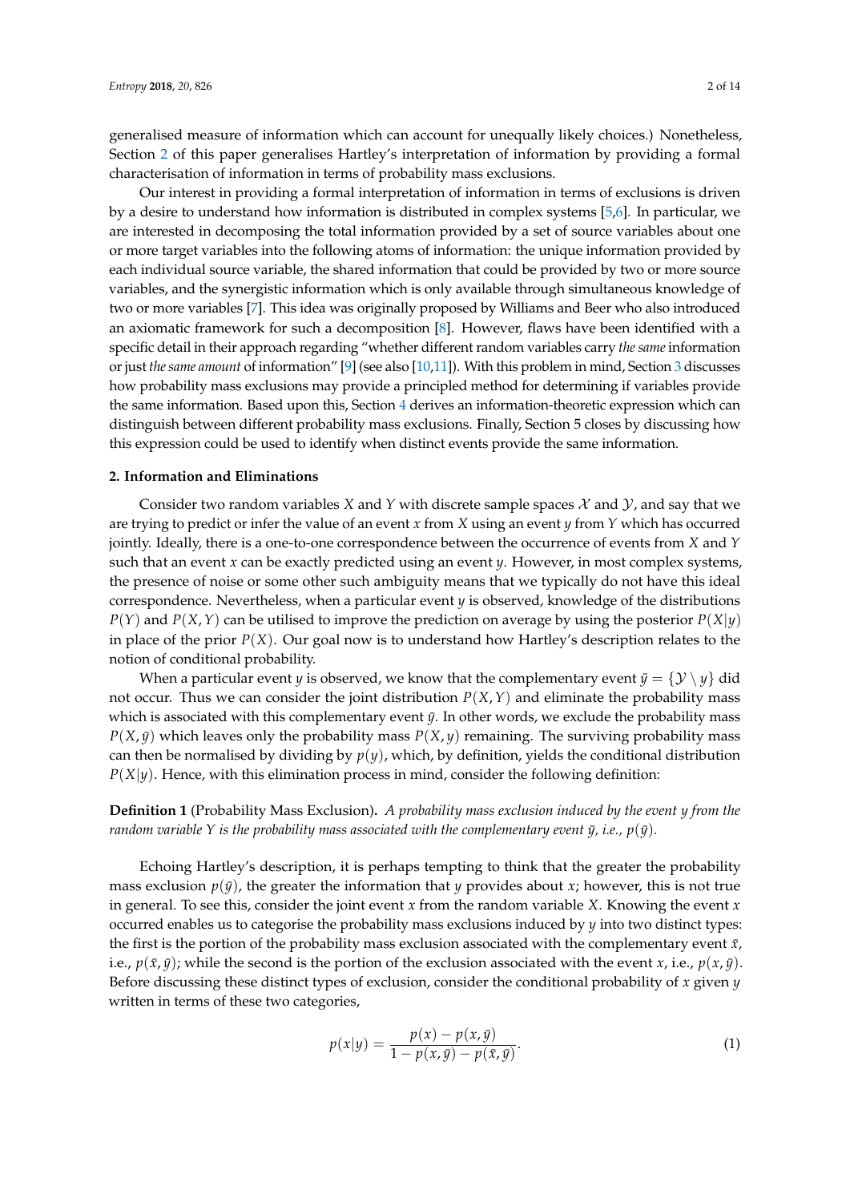generalised measure of information which can account for unequally likely choices.) Nonetheless, Section 2 of this paper generalises Hartley's interpretation of information by providing a formal characterisation of information in terms of probability mass exclusions.

Our interest in providing a formal interpretation of information in terms of exclusions is driven by a desire to understand how information is distributed in complex systems [5,6]. In particular, we are interested in decomposing the total information provided by a set of source variables about one or more target variables into the following atoms of information: the unique information provided by each individual source variable, the shared information that could be provided by two or more source variables, and the synergistic information which is only available through simultaneous knowledge of two or more variables [7]. This idea was originally proposed by Williams and Beer who also introduced an axiomatic framework for such a decomposition [8]. However, flaws have been identified with a specific detail in their approach regarding "whether different random variables carry *the same* information or just *the same amount* of information" [9] (see also [10,11]). With this problem in mind, Section 3 discusses how probability mass exclusions may provide a principled method for determining if variables provide the same information. Based upon this, Section 4 derives an information-theoretic expression which can distinguish between different probability mass exclusions. Finally, Section 5 closes by discussing how this expression could be used to identify when distinct events provide the same information.

## 2. Information and Eliminations

Consider two random variables $X$ and $Y$ with discrete sample spaces $\mathcal{X}$ and $\mathcal{Y}$, and say that we are trying to predict or infer the value of an event $x$ from $X$ using an event $y$ from $Y$ which has occurred jointly. Ideally, there is a one-to-one correspondence between the occurrence of events from $X$ and $Y$ such that an event $x$ can be exactly predicted using an event $y$. However, in most complex systems, the presence of noise or some other such ambiguity means that we typically do not have this ideal correspondence. Nevertheless, when a particular event $y$ is observed, knowledge of the distributions $P(Y)$ and $P(X,Y)$ can be utilised to improve the prediction on average by using the posterior $P(X|y)$ in place of the prior $P(X)$. Our goal now is to understand how Hartley's description relates to the notion of conditional probability.

When a particular event $y$ is observed, we know that the complementary event $\bar{y} = \{\mathcal{Y} \setminus y\}$ did not occur. Thus we can consider the joint distribution $P(X,Y)$ and eliminate the probability mass which is associated with this complementary event $\bar{y}$. In other words, we exclude the probability mass $P(X,\bar{y})$ which leaves only the probability mass $P(X,y)$ remaining. The surviving probability mass can then be normalised by dividing by $p(y)$, which, by definition, yields the conditional distribution $P(X|y)$. Hence, with this elimination process in mind, consider the following definition:

**Definition 1** (Probability Mass Exclusion)**.** *A probability mass exclusion induced by the event $y$ from the random variable $Y$ is the probability mass associated with the complementary event $\bar{y}$, i.e., $p(\bar{y})$.*

Echoing Hartley's description, it is perhaps tempting to think that the greater the probability mass exclusion $p(\bar{y})$, the greater the information that $y$ provides about $x$; however, this is not true in general. To see this, consider the joint event $x$ from the random variable $X$. Knowing the event $x$ occurred enables us to categorise the probability mass exclusions induced by $y$ into two distinct types: the first is the portion of the probability mass exclusion associated with the complementary event $\bar{x}$, i.e., $p(\bar{x},\bar{y})$; while the second is the portion of the exclusion associated with the event $x$, i.e., $p(x,\bar{y})$. Before discussing these distinct types of exclusion, consider the conditional probability of $x$ given $y$ written in terms of these two categories,

$$p(x|y) = \frac{p(x) - p(x,\bar{y})}{1 - p(x,\bar{y}) - p(\bar{x},\bar{y})}. \tag{1}$$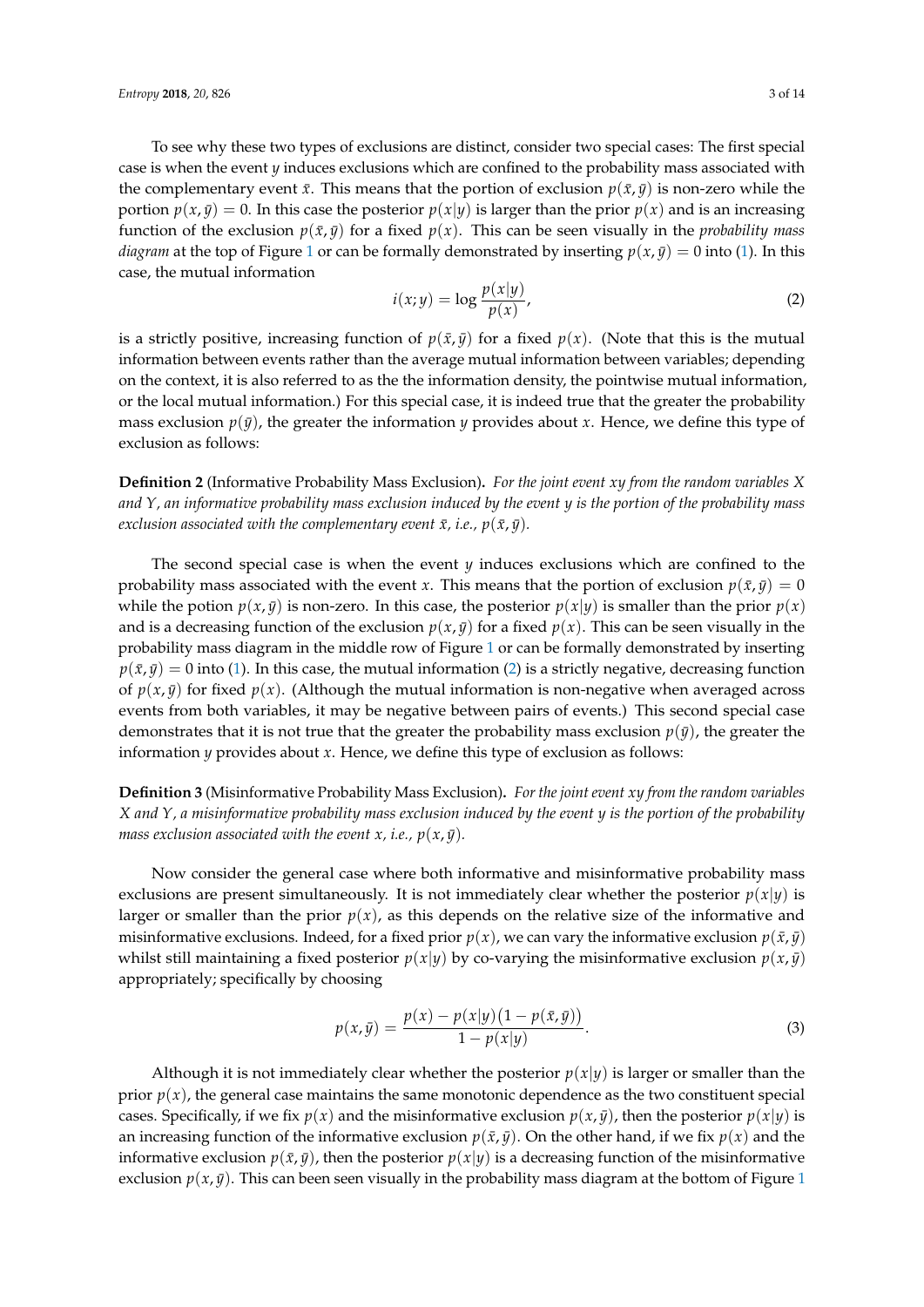To see why these two types of exclusions are distinct, consider two special cases: The first special case is when the event $y$ induces exclusions which are confined to the probability mass associated with the complementary event $\bar{x}$. This means that the portion of exclusion $p(\bar{x}, \bar{y})$ is non-zero while the portion $p(x, \bar{y}) = 0$. In this case the posterior $p(x|y)$ is larger than the prior $p(x)$ and is an increasing function of the exclusion $p(\bar{x}, \bar{y})$ for a fixed $p(x)$. This can be seen visually in the *probability mass diagram* at the top of Figure 1 or can be formally demonstrated by inserting $p(x, \bar{y}) = 0$ into (1). In this case, the mutual information

$$i(x; y) = \log \frac{p(x|y)}{p(x)}, \tag{2}$$

is a strictly positive, increasing function of $p(\bar{x}, \bar{y})$ for a fixed $p(x)$. (Note that this is the mutual information between events rather than the average mutual information between variables; depending on the context, it is also referred to as the the information density, the pointwise mutual information, or the local mutual information.) For this special case, it is indeed true that the greater the probability mass exclusion $p(\bar{y})$, the greater the information $y$ provides about $x$. Hence, we define this type of exclusion as follows:

**Definition 2** (Informative Probability Mass Exclusion)**.** *For the joint event $xy$ from the random variables $X$ and $Y$, an informative probability mass exclusion induced by the event $y$ is the portion of the probability mass exclusion associated with the complementary event $\bar{x}$, i.e., $p(\bar{x}, \bar{y})$.*

The second special case is when the event $y$ induces exclusions which are confined to the probability mass associated with the event $x$. This means that the portion of exclusion $p(\bar{x}, \bar{y}) = 0$ while the potion $p(x, \bar{y})$ is non-zero. In this case, the posterior $p(x|y)$ is smaller than the prior $p(x)$ and is a decreasing function of the exclusion $p(x, \bar{y})$ for a fixed $p(x)$. This can be seen visually in the probability mass diagram in the middle row of Figure 1 or can be formally demonstrated by inserting $p(\bar{x}, \bar{y}) = 0$ into (1). In this case, the mutual information (2) is a strictly negative, decreasing function of $p(x, \bar{y})$ for fixed $p(x)$. (Although the mutual information is non-negative when averaged across events from both variables, it may be negative between pairs of events.) This second special case demonstrates that it is not true that the greater the probability mass exclusion $p(\bar{y})$, the greater the information $y$ provides about $x$. Hence, we define this type of exclusion as follows:

**Definition 3** (Misinformative Probability Mass Exclusion)**.** *For the joint event $xy$ from the random variables $X$ and $Y$, a misinformative probability mass exclusion induced by the event $y$ is the portion of the probability mass exclusion associated with the event $x$, i.e., $p(x, \bar{y})$.*

Now consider the general case where both informative and misinformative probability mass exclusions are present simultaneously. It is not immediately clear whether the posterior $p(x|y)$ is larger or smaller than the prior $p(x)$, as this depends on the relative size of the informative and misinformative exclusions. Indeed, for a fixed prior $p(x)$, we can vary the informative exclusion $p(\bar{x}, \bar{y})$ whilst still maintaining a fixed posterior $p(x|y)$ by co-varying the misinformative exclusion $p(x, \bar{y})$ appropriately; specifically by choosing

$$p(x, \bar{y}) = \frac{p(x) - p(x|y)\big(1 - p(\bar{x}, \bar{y})\big)}{1 - p(x|y)}. \tag{3}$$

Although it is not immediately clear whether the posterior $p(x|y)$ is larger or smaller than the prior $p(x)$, the general case maintains the same monotonic dependence as the two constituent special cases. Specifically, if we fix $p(x)$ and the misinformative exclusion $p(x, \bar{y})$, then the posterior $p(x|y)$ is an increasing function of the informative exclusion $p(\bar{x}, \bar{y})$. On the other hand, if we fix $p(x)$ and the informative exclusion $p(\bar{x}, \bar{y})$, then the posterior $p(x|y)$ is a decreasing function of the misinformative exclusion $p(x, \bar{y})$. This can been seen visually in the probability mass diagram at the bottom of Figure 1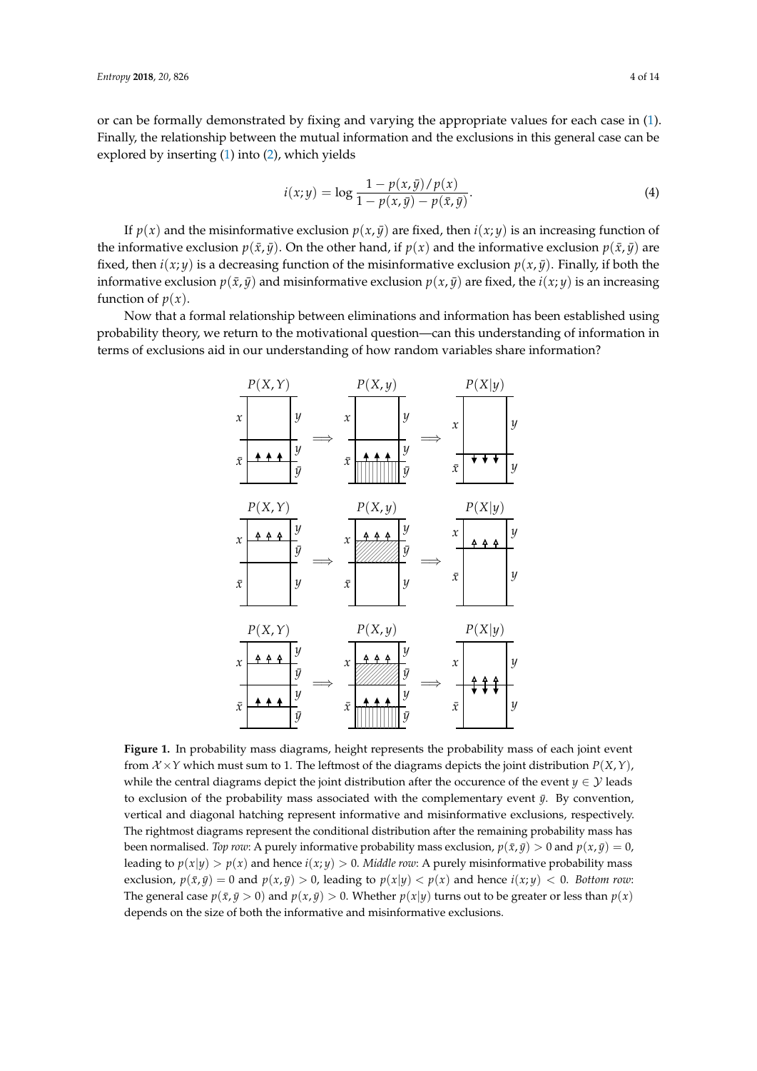or can be formally demonstrated by fixing and varying the appropriate values for each case in (1). Finally, the relationship between the mutual information and the exclusions in this general case can be explored by inserting (1) into (2), which yields

$$i(x;y) = \log \frac{1 - p(x,\bar{y})/p(x)}{1 - p(x,\bar{y}) - p(\bar{x},\bar{y})}. \tag{4}$$

If $p(x)$ and the misinformative exclusion $p(x,\bar{y})$ are fixed, then $i(x;y)$ is an increasing function of the informative exclusion $p(\bar{x},\bar{y})$. On the other hand, if $p(x)$ and the informative exclusion $p(\bar{x},\bar{y})$ are fixed, then $i(x;y)$ is a decreasing function of the misinformative exclusion $p(x,\bar{y})$. Finally, if both the informative exclusion $p(\bar{x},\bar{y})$ and misinformative exclusion $p(x,\bar{y})$ are fixed, the $i(x;y)$ is an increasing function of $p(x)$.

Now that a formal relationship between eliminations and information has been established using probability theory, we return to the motivational question—can this understanding of information in terms of exclusions aid in our understanding of how random variables share information?

**Figure 1.** In probability mass diagrams, height represents the probability mass of each joint event from $\mathcal{X} \times Y$ which must sum to 1. The leftmost of the diagrams depicts the joint distribution $P(X,Y)$, while the central diagrams depict the joint distribution after the occurence of the event $y \in \mathcal{Y}$ leads to exclusion of the probability mass associated with the complementary event $\bar{y}$. By convention, vertical and diagonal hatching represent informative and misinformative exclusions, respectively. The rightmost diagrams represent the conditional distribution after the remaining probability mass has been normalised. *Top row*: A purely informative probability mass exclusion, $p(\bar{x},\bar{y}) > 0$ and $p(x,\bar{y}) = 0$, leading to $p(x|y) > p(x)$ and hence $i(x;y) > 0$. *Middle row*: A purely misinformative probability mass exclusion, $p(\bar{x},\bar{y}) = 0$ and $p(x,\bar{y}) > 0$, leading to $p(x|y) < p(x)$ and hence $i(x;y) < 0$. *Bottom row*: The general case $p(\bar{x},\bar{y} > 0)$ and $p(x,\bar{y}) > 0$. Whether $p(x|y)$ turns out to be greater or less than $p(x)$ depends on the size of both the informative and misinformative exclusions.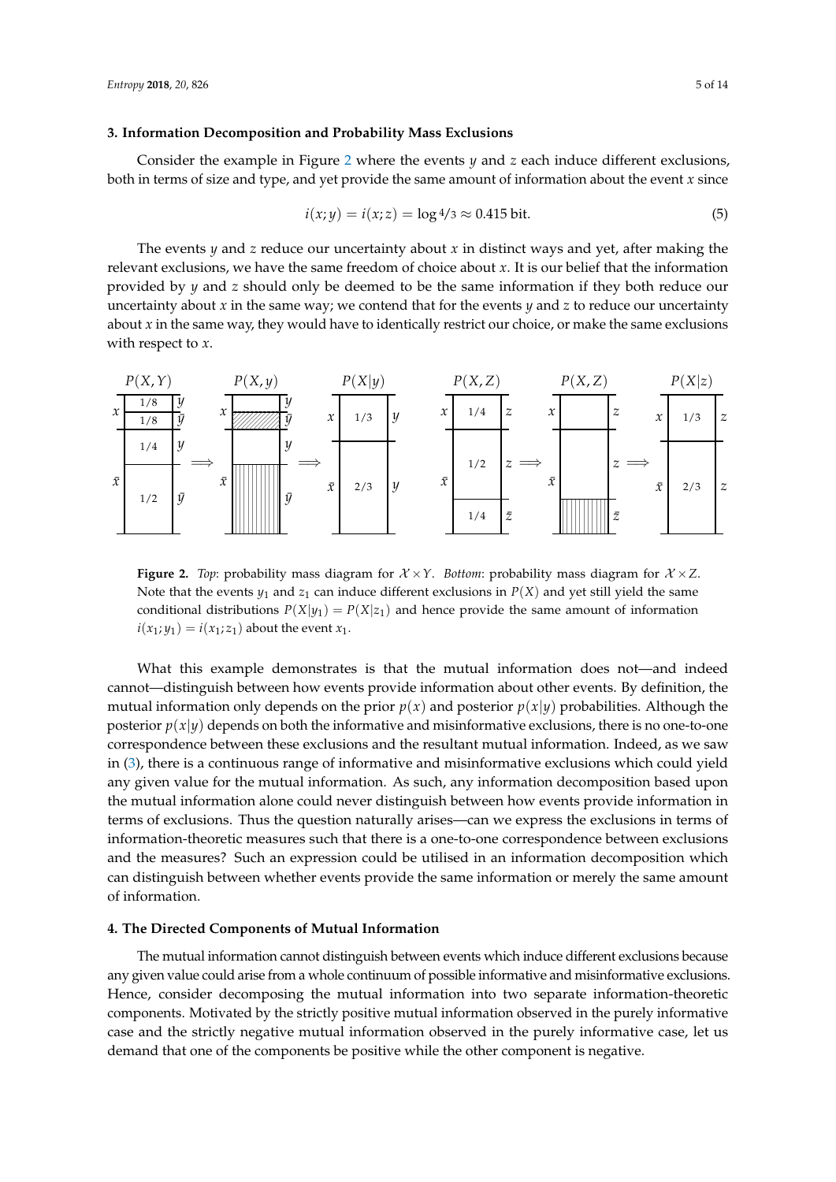## 3. Information Decomposition and Probability Mass Exclusions

Consider the example in Figure 2 where the events $y$ and $z$ each induce different exclusions, both in terms of size and type, and yet provide the same amount of information about the event $x$ since

$$i(x; y) = i(x; z) = \log {}^{4}/_{3} \approx 0.415 \text{ bit}. \tag{5}$$

The events $y$ and $z$ reduce our uncertainty about $x$ in distinct ways and yet, after making the relevant exclusions, we have the same freedom of choice about $x$. It is our belief that the information provided by $y$ and $z$ should only be deemed to be the same information if they both reduce our uncertainty about $x$ in the same way; we contend that for the events $y$ and $z$ to reduce our uncertainty about $x$ in the same way, they would have to identically restrict our choice, or make the same exclusions with respect to $x$.

**Figure 2.** *Top*: probability mass diagram for $\mathcal{X} \times Y$. *Bottom*: probability mass diagram for $\mathcal{X} \times Z$. Note that the events $y_1$ and $z_1$ can induce different exclusions in $P(X)$ and yet still yield the same conditional distributions $P(X|y_1) = P(X|z_1)$ and hence provide the same amount of information $i(x_1; y_1) = i(x_1; z_1)$ about the event $x_1$.

What this example demonstrates is that the mutual information does not—and indeed cannot—distinguish between how events provide information about other events. By definition, the mutual information only depends on the prior $p(x)$ and posterior $p(x|y)$ probabilities. Although the posterior $p(x|y)$ depends on both the informative and misinformative exclusions, there is no one-to-one correspondence between these exclusions and the resultant mutual information. Indeed, as we saw in (3), there is a continuous range of informative and misinformative exclusions which could yield any given value for the mutual information. As such, any information decomposition based upon the mutual information alone could never distinguish between how events provide information in terms of exclusions. Thus the question naturally arises—can we express the exclusions in terms of information-theoretic measures such that there is a one-to-one correspondence between exclusions and the measures? Such an expression could be utilised in an information decomposition which can distinguish between whether events provide the same information or merely the same amount of information.

## 4. The Directed Components of Mutual Information

The mutual information cannot distinguish between events which induce different exclusions because any given value could arise from a whole continuum of possible informative and misinformative exclusions. Hence, consider decomposing the mutual information into two separate information-theoretic components. Motivated by the strictly positive mutual information observed in the purely informative case and the strictly negative mutual information observed in the purely informative case, let us demand that one of the components be positive while the other component is negative.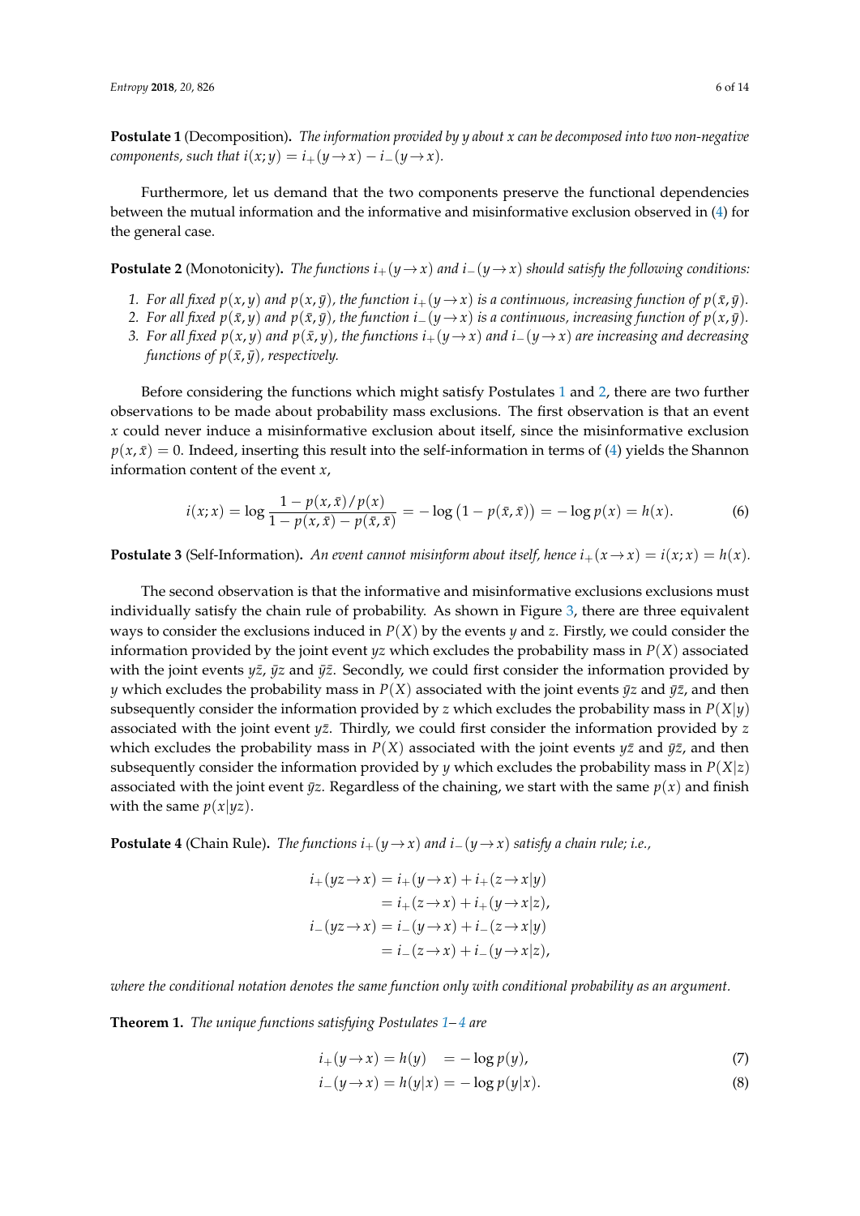**Postulate 1** (Decomposition). *The information provided by $y$ about $x$ can be decomposed into two non-negative components, such that $i(x;y) = i_+(y \to x) - i_-(y \to x)$.*

Furthermore, let us demand that the two components preserve the functional dependencies between the mutual information and the informative and misinformative exclusion observed in (4) for the general case.

**Postulate 2** (Monotonicity). *The functions $i_+(y \to x)$ and $i_-(y \to x)$ should satisfy the following conditions:*

1. *For all fixed $p(x, y)$ and $p(x, \bar{y})$, the function $i_+(y \to x)$ is a continuous, increasing function of $p(\bar{x}, \bar{y})$.*
2. *For all fixed $p(\bar{x}, y)$ and $p(\bar{x}, \bar{y})$, the function $i_-(y \to x)$ is a continuous, increasing function of $p(x, \bar{y})$.*
3. *For all fixed $p(x, y)$ and $p(\bar{x}, y)$, the functions $i_+(y \to x)$ and $i_-(y \to x)$ are increasing and decreasing functions of $p(\bar{x}, \bar{y})$, respectively.*

Before considering the functions which might satisfy Postulates 1 and 2, there are two further observations to be made about probability mass exclusions. The first observation is that an event $x$ could never induce a misinformative exclusion about itself, since the misinformative exclusion $p(x, \bar{x}) = 0$. Indeed, inserting this result into the self-information in terms of (4) yields the Shannon information content of the event $x$,

$$i(x;x) = \log \frac{1 - p(x, \bar{x})/p(x)}{1 - p(x, \bar{x}) - p(\bar{x}, \bar{x})} = -\log\left(1 - p(\bar{x}, \bar{x})\right) = -\log p(x) = h(x). \tag{6}$$

**Postulate 3** (Self-Information). *An event cannot misinform about itself, hence $i_+(x \to x) = i(x;x) = h(x)$.*

The second observation is that the informative and misinformative exclusions exclusions must individually satisfy the chain rule of probability. As shown in Figure 3, there are three equivalent ways to consider the exclusions induced in $P(X)$ by the events $y$ and $z$. Firstly, we could consider the information provided by the joint event $yz$ which excludes the probability mass in $P(X)$ associated with the joint events $y\bar{z}$, $\bar{y}z$ and $\bar{y}\bar{z}$. Secondly, we could first consider the information provided by $y$ which excludes the probability mass in $P(X)$ associated with the joint events $\bar{y}z$ and $\bar{y}\bar{z}$, and then subsequently consider the information provided by $z$ which excludes the probability mass in $P(X|y)$ associated with the joint event $y\bar{z}$. Thirdly, we could first consider the information provided by $z$ which excludes the probability mass in $P(X)$ associated with the joint events $y\bar{z}$ and $\bar{y}\bar{z}$, and then subsequently consider the information provided by $y$ which excludes the probability mass in $P(X|z)$ associated with the joint event $\bar{y}z$. Regardless of the chaining, we start with the same $p(x)$ and finish with the same $p(x|yz)$.

**Postulate 4** (Chain Rule). *The functions $i_+(y \to x)$ and $i_-(y \to x)$ satisfy a chain rule; i.e.,*

$$\begin{aligned}
i_+(yz \to x) &= i_+(y \to x) + i_+(z \to x|y) \\
&= i_+(z \to x) + i_+(y \to x|z), \\
i_-(yz \to x) &= i_-(y \to x) + i_-(z \to x|y) \\
&= i_-(z \to x) + i_-(y \to x|z),
\end{aligned}$$

*where the conditional notation denotes the same function only with conditional probability as an argument.*

**Theorem 1.** *The unique functions satisfying Postulates 1–4 are*

$$i_+(y \to x) = h(y) \quad = -\log p(y), \tag{7}$$

$$i_-(y \to x) = h(y|x) = -\log p(y|x). \tag{8}$$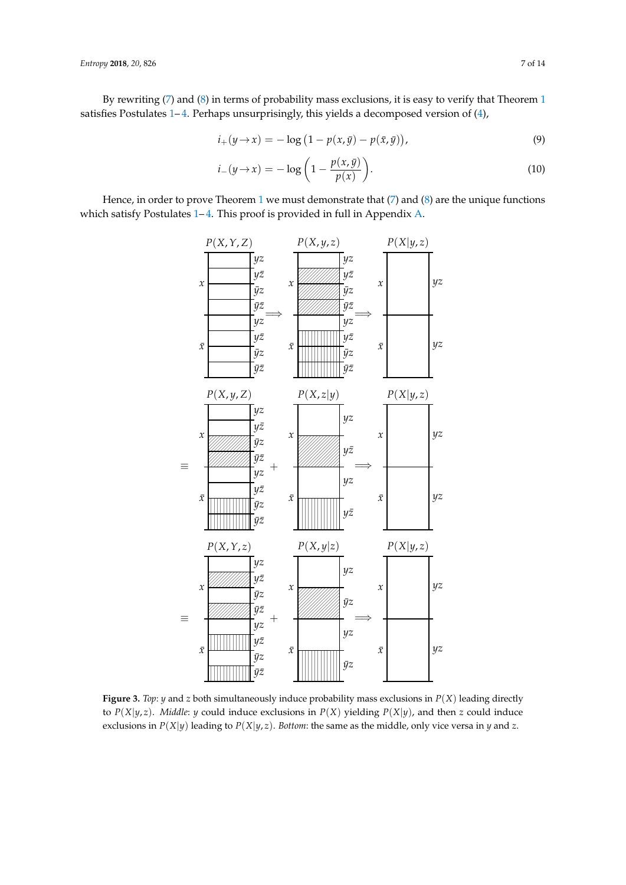By rewriting (7) and (8) in terms of probability mass exclusions, it is easy to verify that Theorem 1 satisfies Postulates 1–4. Perhaps unsurprisingly, this yields a decomposed version of (4),

$$i_+(y \to x) = -\log\left(1 - p(x,\bar{y}) - p(\bar{x},\bar{y})\right), \tag{9}$$

$$i_-(y \to x) = -\log\left(1 - \frac{p(x,\bar{y})}{p(x)}\right). \tag{10}$$

Hence, in order to prove Theorem 1 we must demonstrate that (7) and (8) are the unique functions which satisfy Postulates 1–4. This proof is provided in full in Appendix A.

**Figure 3.** *Top*: $y$ and $z$ both simultaneously induce probability mass exclusions in $P(X)$ leading directly to $P(X|y,z)$. *Middle*: $y$ could induce exclusions in $P(X)$ yielding $P(X|y)$, and then $z$ could induce exclusions in $P(X|y)$ leading to $P(X|y,z)$. *Bottom*: the same as the middle, only vice versa in $y$ and $z$.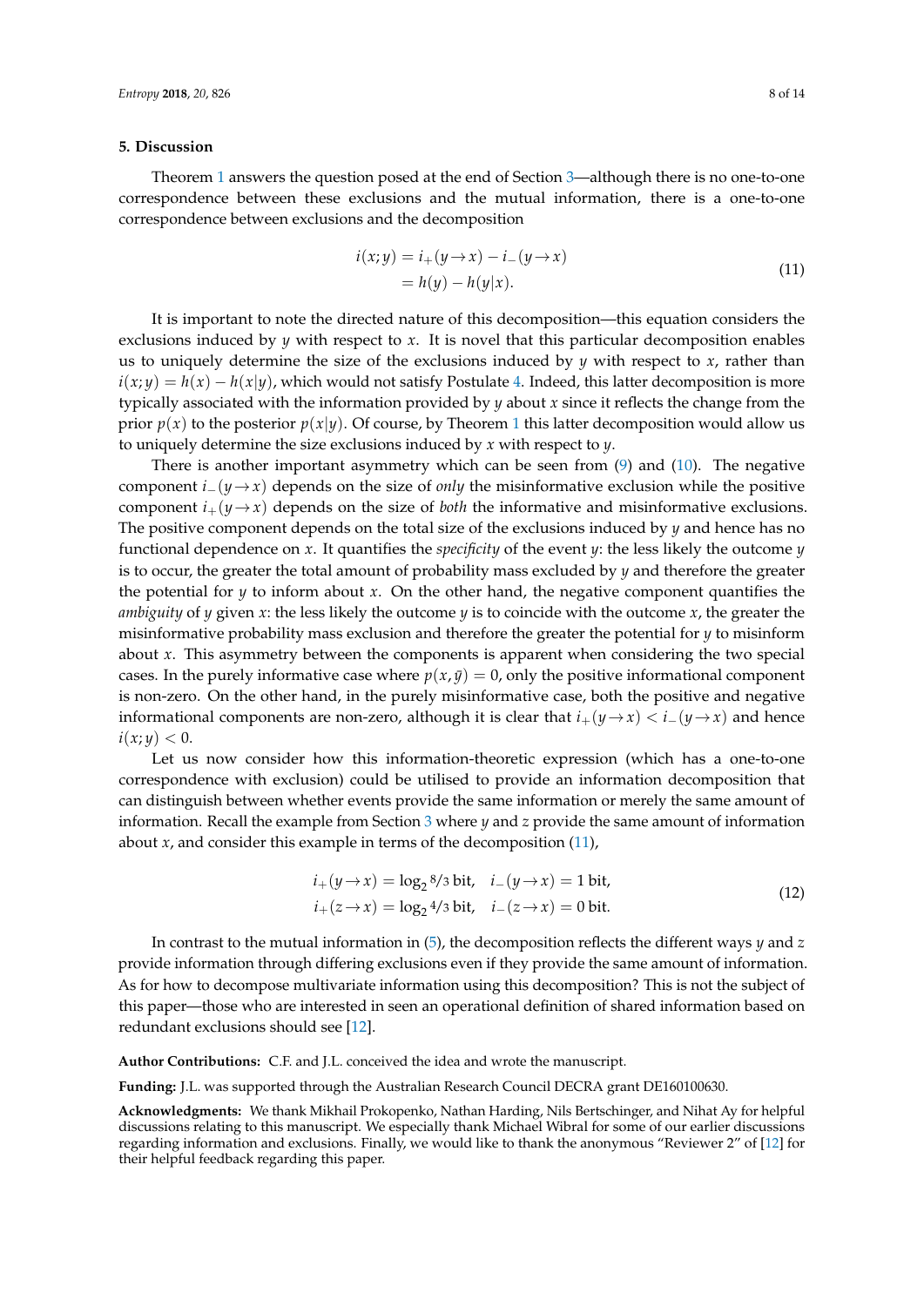## 5. Discussion

Theorem 1 answers the question posed at the end of Section 3—although there is no one-to-one correspondence between these exclusions and the mutual information, there is a one-to-one correspondence between exclusions and the decomposition

$$
\begin{aligned}
i(x;y) &= i_+(y \to x) - i_-(y \to x) \\
&= h(y) - h(y|x).
\end{aligned} \tag{11}
$$

It is important to note the directed nature of this decomposition—this equation considers the exclusions induced by $y$ with respect to $x$. It is novel that this particular decomposition enables us to uniquely determine the size of the exclusions induced by $y$ with respect to $x$, rather than $i(x;y) = h(x) - h(x|y)$, which would not satisfy Postulate 4. Indeed, this latter decomposition is more typically associated with the information provided by $y$ about $x$ since it reflects the change from the prior $p(x)$ to the posterior $p(x|y)$. Of course, by Theorem 1 this latter decomposition would allow us to uniquely determine the size exclusions induced by $x$ with respect to $y$.

There is another important asymmetry which can be seen from (9) and (10). The negative component $i_-(y \to x)$ depends on the size of *only* the misinformative exclusion while the positive component $i_+(y \to x)$ depends on the size of *both* the informative and misinformative exclusions. The positive component depends on the total size of the exclusions induced by $y$ and hence has no functional dependence on $x$. It quantifies the *specificity* of the event $y$: the less likely the outcome $y$ is to occur, the greater the total amount of probability mass excluded by $y$ and therefore the greater the potential for $y$ to inform about $x$. On the other hand, the negative component quantifies the *ambiguity* of $y$ given $x$: the less likely the outcome $y$ is to coincide with the outcome $x$, the greater the misinformative probability mass exclusion and therefore the greater the potential for $y$ to misinform about $x$. This asymmetry between the components is apparent when considering the two special cases. In the purely informative case where $p(x, \bar{y}) = 0$, only the positive informational component is non-zero. On the other hand, in the purely misinformative case, both the positive and negative informational components are non-zero, although it is clear that $i_+(y \to x) < i_-(y \to x)$ and hence $i(x;y) < 0$.

Let us now consider how this information-theoretic expression (which has a one-to-one correspondence with exclusion) could be utilised to provide an information decomposition that can distinguish between whether events provide the same information or merely the same amount of information. Recall the example from Section 3 where $y$ and $z$ provide the same amount of information about $x$, and consider this example in terms of the decomposition (11),

$$
\begin{aligned}
i_+(y \to x) &= \log_2 8/3 \text{ bit}, \quad i_-(y \to x) = 1 \text{ bit}, \\
i_+(z \to x) &= \log_2 4/3 \text{ bit}, \quad i_-(z \to x) = 0 \text{ bit}.
\end{aligned} \tag{12}
$$

In contrast to the mutual information in (5), the decomposition reflects the different ways $y$ and $z$ provide information through differing exclusions even if they provide the same amount of information. As for how to decompose multivariate information using this decomposition? This is not the subject of this paper—those who are interested in seen an operational definition of shared information based on redundant exclusions should see [12].

**Author Contributions:** C.F. and J.L. conceived the idea and wrote the manuscript.

**Funding:** J.L. was supported through the Australian Research Council DECRA grant DE160100630.

**Acknowledgments:** We thank Mikhail Prokopenko, Nathan Harding, Nils Bertschinger, and Nihat Ay for helpful discussions relating to this manuscript. We especially thank Michael Wibral for some of our earlier discussions regarding information and exclusions. Finally, we would like to thank the anonymous "Reviewer 2" of [12] for their helpful feedback regarding this paper.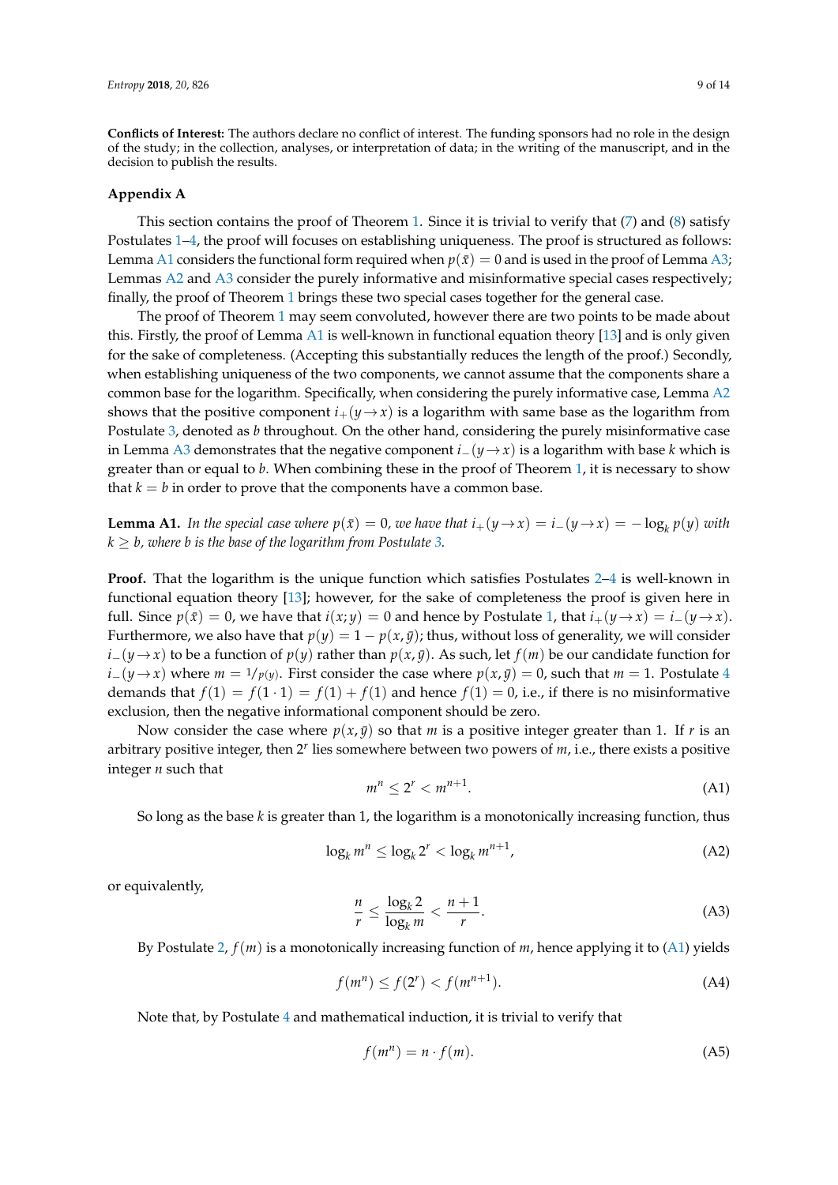**Conflicts of Interest:** The authors declare no conflict of interest. The funding sponsors had no role in the design of the study; in the collection, analyses, or interpretation of data; in the writing of the manuscript, and in the decision to publish the results.

## Appendix A

This section contains the proof of Theorem 1. Since it is trivial to verify that (7) and (8) satisfy Postulates 1–4, the proof will focuses on establishing uniqueness. The proof is structured as follows: Lemma A1 considers the functional form required when $p(\bar{x}) = 0$ and is used in the proof of Lemma A3; Lemmas A2 and A3 consider the purely informative and misinformative special cases respectively; finally, the proof of Theorem 1 brings these two special cases together for the general case.

The proof of Theorem 1 may seem convoluted, however there are two points to be made about this. Firstly, the proof of Lemma A1 is well-known in functional equation theory [13] and is only given for the sake of completeness. (Accepting this substantially reduces the length of the proof.) Secondly, when establishing uniqueness of the two components, we cannot assume that the components share a common base for the logarithm. Specifically, when considering the purely informative case, Lemma A2 shows that the positive component $i_+(y \to x)$ is a logarithm with same base as the logarithm from Postulate 3, denoted as $b$ throughout. On the other hand, considering the purely misinformative case in Lemma A3 demonstrates that the negative component $i_-(y \to x)$ is a logarithm with base $k$ which is greater than or equal to $b$. When combining these in the proof of Theorem 1, it is necessary to show that $k = b$ in order to prove that the components have a common base.

**Lemma A1.** *In the special case where $p(\bar{x}) = 0$, we have that $i_+(y \to x) = i_-(y \to x) = -\log_k p(y)$ with $k \geq b$, where $b$ is the base of the logarithm from Postulate 3.*

**Proof.** That the logarithm is the unique function which satisfies Postulates 2–4 is well-known in functional equation theory [13]; however, for the sake of completeness the proof is given here in full. Since $p(\bar{x}) = 0$, we have that $i(x; y) = 0$ and hence by Postulate 1, that $i_+(y \to x) = i_-(y \to x)$. Furthermore, we also have that $p(y) = 1 - p(x, \bar{y})$; thus, without loss of generality, we will consider $i_-(y \to x)$ to be a function of $p(y)$ rather than $p(x, \bar{y})$. As such, let $f(m)$ be our candidate function for $i_-(y \to x)$ where $m = 1/p(y)$. First consider the case where $p(x, \bar{y}) = 0$, such that $m = 1$. Postulate 4 demands that $f(1) = f(1 \cdot 1) = f(1) + f(1)$ and hence $f(1) = 0$, i.e., if there is no misinformative exclusion, then the negative informational component should be zero.

Now consider the case where $p(x, \bar{y})$ so that $m$ is a positive integer greater than 1. If $r$ is an arbitrary positive integer, then $2^r$ lies somewhere between two powers of $m$, i.e., there exists a positive integer $n$ such that

$$m^n \leq 2^r < m^{n+1}. \tag{A1}$$

So long as the base $k$ is greater than 1, the logarithm is a monotonically increasing function, thus

$$\log_k m^n \leq \log_k 2^r < \log_k m^{n+1}, \tag{A2}$$

or equivalently,

$$\frac{n}{r} \leq \frac{\log_k 2}{\log_k m} < \frac{n+1}{r}. \tag{A3}$$

By Postulate 2, $f(m)$ is a monotonically increasing function of $m$, hence applying it to (A1) yields

$$f(m^n) \leq f(2^r) < f(m^{n+1}). \tag{A4}$$

Note that, by Postulate 4 and mathematical induction, it is trivial to verify that

$$f(m^n) = n \cdot f(m). \tag{A5}$$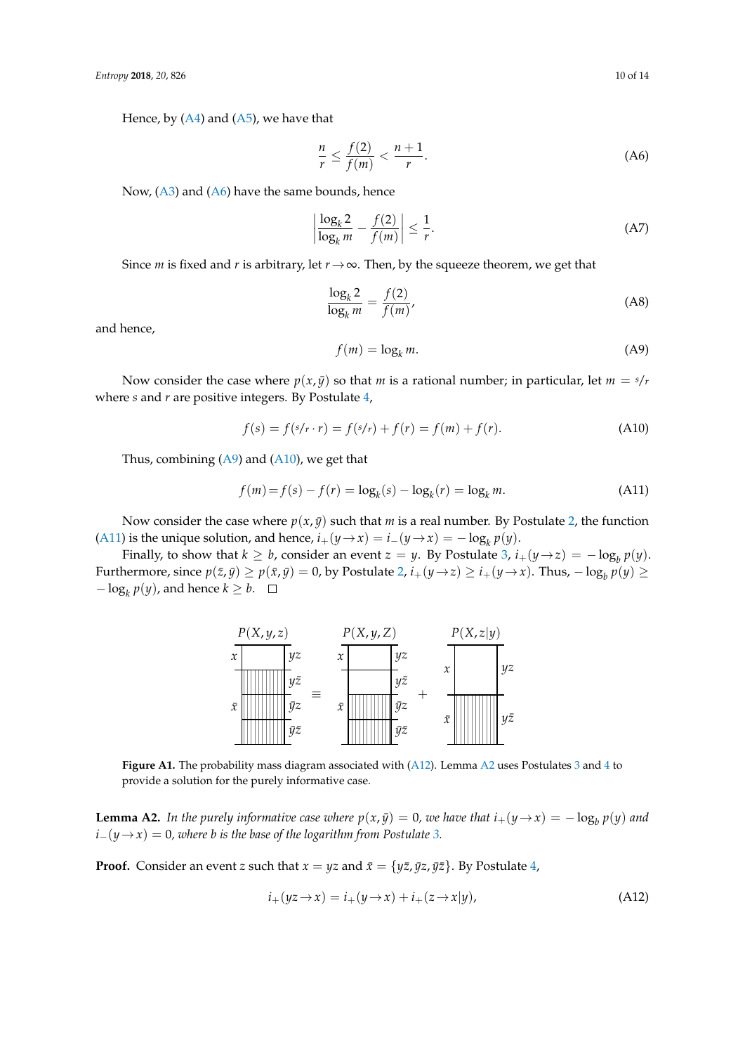Hence, by (A4) and (A5), we have that

$$\frac{n}{r} \leq \frac{f(2)}{f(m)} < \frac{n+1}{r}. \tag{A6}$$

Now, (A3) and (A6) have the same bounds, hence

$$\left| \frac{\log_k 2}{\log_k m} - \frac{f(2)}{f(m)} \right| \leq \frac{1}{r}. \tag{A7}$$

Since $m$ is fixed and $r$ is arbitrary, let $r \to \infty$. Then, by the squeeze theorem, we get that

$$\frac{\log_k 2}{\log_k m} = \frac{f(2)}{f(m)}, \tag{A8}$$

and hence,

$$f(m) = \log_k m. \tag{A9}$$

Now consider the case where $p(x, \bar{y})$ so that $m$ is a rational number; in particular, let $m = {}^{s}/_{r}$ where $s$ and $r$ are positive integers. By Postulate 4,

$$f(s) = f({}^{s}/_{r} \cdot r) = f({}^{s}/_{r}) + f(r) = f(m) + f(r). \tag{A10}$$

Thus, combining (A9) and (A10), we get that

$$f(m) = f(s) - f(r) = \log_k(s) - \log_k(r) = \log_k m. \tag{A11}$$

Now consider the case where $p(x, \bar{y})$ such that $m$ is a real number. By Postulate 2, the function (A11) is the unique solution, and hence, $i_+(y \to x) = i_-(y \to x) = -\log_k p(y)$.

Finally, to show that $k \geq b$, consider an event $z = y$. By Postulate 3, $i_+(y \to z) = -\log_b p(y)$. Furthermore, since $p(\bar{z}, \bar{y}) \geq p(\bar{x}, \bar{y}) = 0$, by Postulate 2, $i_+(y \to z) \geq i_+(y \to x)$. Thus, $-\log_b p(y) \geq -\log_k p(y)$, and hence $k \geq b$. □

**Figure A1.** The probability mass diagram associated with (A12). Lemma A2 uses Postulates 3 and 4 to provide a solution for the purely informative case.

**Lemma A2.** *In the purely informative case where $p(x, \bar{y}) = 0$, we have that $i_+(y \to x) = -\log_b p(y)$ and $i_-(y \to x) = 0$, where $b$ is the base of the logarithm from Postulate 3.*

**Proof.** Consider an event $z$ such that $x = yz$ and $\bar{x} = \{y\bar{z}, \bar{y}z, \bar{y}\bar{z}\}$. By Postulate 4,

$$i_+(yz \to x) = i_+(y \to x) + i_+(z \to x|y), \tag{A12}$$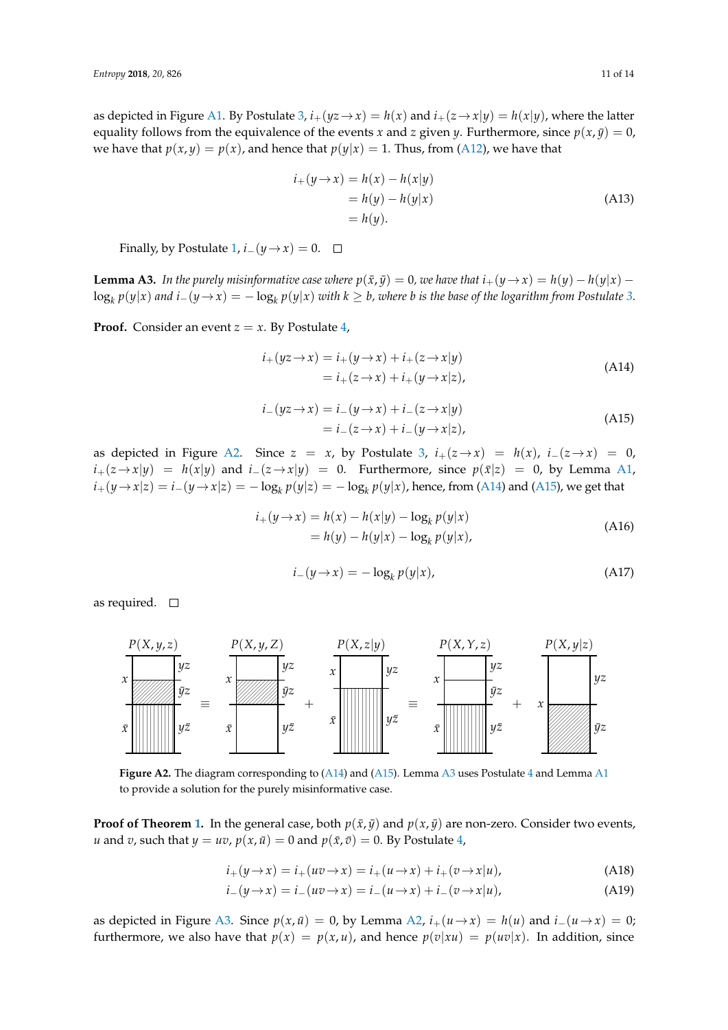as depicted in Figure A1. By Postulate 3, $i_+(yz \to x) = h(x)$ and $i_+(z \to x|y) = h(x|y)$, where the latter equality follows from the equivalence of the events $x$ and $z$ given $y$. Furthermore, since $p(x, \bar{y}) = 0$, we have that $p(x, y) = p(x)$, and hence that $p(y|x) = 1$. Thus, from (A12), we have that

$$
\begin{aligned}
i_+(y \to x) &= h(x) - h(x|y) \\
&= h(y) - h(y|x) \\
&= h(y).
\end{aligned}
\tag{A13}
$$

Finally, by Postulate 1, $i_-(y \to x) = 0$. □

**Lemma A3.** *In the purely misinformative case where $p(\bar{x}, \bar{y}) = 0$, we have that $i_+(y \to x) = h(y) - h(y|x) - \log_k p(y|x)$ and $i_-(y \to x) = -\log_k p(y|x)$ with $k \geq b$, where $b$ is the base of the logarithm from Postulate 3.*

**Proof.** Consider an event $z = x$. By Postulate 4,

$$
\begin{aligned}
i_+(yz \to x) &= i_+(y \to x) + i_+(z \to x|y) \\
&= i_+(z \to x) + i_+(y \to x|z),
\end{aligned}
\tag{A14}
$$

$$
\begin{aligned}
i_-(yz \to x) &= i_-(y \to x) + i_-(z \to x|y) \\
&= i_-(z \to x) + i_-(y \to x|z),
\end{aligned}
\tag{A15}
$$

as depicted in Figure A2. Since $z = x$, by Postulate 3, $i_+(z \to x) = h(x)$, $i_-(z \to x) = 0$, $i_+(z \to x|y) = h(x|y)$ and $i_-(z \to x|y) = 0$. Furthermore, since $p(\bar{x}|z) = 0$, by Lemma A1, $i_+(y \to x|z) = i_-(y \to x|z) = -\log_k p(y|z) = -\log_k p(y|x)$, hence, from (A14) and (A15), we get that

$$
\begin{aligned}
i_+(y \to x) &= h(x) - h(x|y) - \log_k p(y|x) \\
&= h(y) - h(y|x) - \log_k p(y|x),
\end{aligned}
\tag{A16}
$$

$$
i_-(y \to x) = -\log_k p(y|x),
\tag{A17}
$$

as required. □

Figure A2. The diagram corresponding to (A14) and (A15). Lemma A3 uses Postulate 4 and Lemma A1 to provide a solution for the purely misinformative case.

**Proof of Theorem 1.** In the general case, both $p(\bar{x}, \bar{y})$ and $p(x, \bar{y})$ are non-zero. Consider two events, $u$ and $v$, such that $y = uv$, $p(x, \bar{u}) = 0$ and $p(\bar{x}, \bar{v}) = 0$. By Postulate 4,

$$
i_+(y \to x) = i_+(uv \to x) = i_+(u \to x) + i_+(v \to x|u),
\tag{A18}
$$

$$
i_-(y \to x) = i_-(uv \to x) = i_-(u \to x) + i_-(v \to x|u),
\tag{A19}
$$

as depicted in Figure A3. Since $p(x, \bar{u}) = 0$, by Lemma A2, $i_+(u \to x) = h(u)$ and $i_-(u \to x) = 0$; furthermore, we also have that $p(x) = p(x, u)$, and hence $p(v|xu) = p(uv|x)$. In addition, since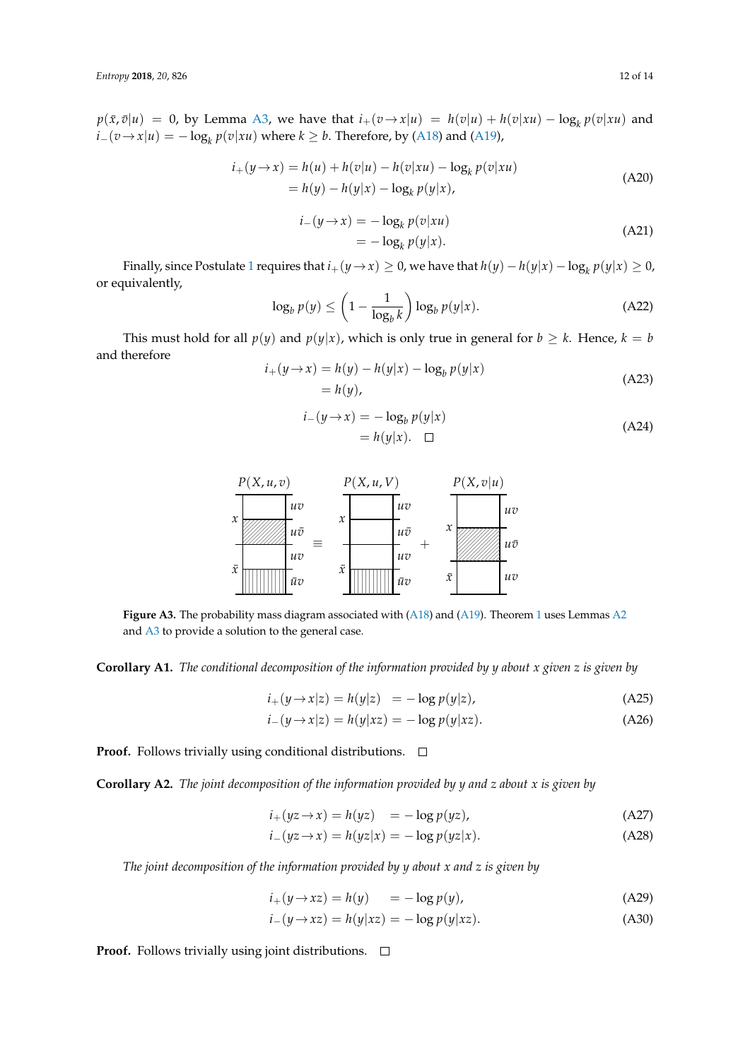$p(\bar{x}, \bar{v}|u) = 0$, by Lemma A3, we have that $i_+(v \to x|u) = h(v|u) + h(v|xu) - \log_k p(v|xu)$ and $i_-(v \to x|u) = -\log_k p(v|xu)$ where $k \geq b$. Therefore, by (A18) and (A19),

$$\begin{aligned} i_+(y \to x) &= h(u) + h(v|u) - h(v|xu) - \log_k p(v|xu) \\ &= h(y) - h(y|x) - \log_k p(y|x), \end{aligned} \tag{A20}$$

$$\begin{aligned} i_-(y \to x) &= -\log_k p(v|xu) \\ &= -\log_k p(y|x). \end{aligned} \tag{A21}$$

Finally, since Postulate 1 requires that $i_+(y \to x) \geq 0$, we have that $h(y) - h(y|x) - \log_k p(y|x) \geq 0$, or equivalently,

$$\log_b p(y) \leq \left(1 - \frac{1}{\log_b k}\right) \log_b p(y|x). \tag{A22}$$

This must hold for all $p(y)$ and $p(y|x)$, which is only true in general for $b \geq k$. Hence, $k = b$ and therefore

$$\begin{aligned} i_+(y \to x) &= h(y) - h(y|x) - \log_b p(y|x) \\ &= h(y), \end{aligned} \tag{A23}$$

$$\begin{aligned} i_-(y \to x) &= -\log_b p(y|x) \\ &= h(y|x). \quad \square \end{aligned} \tag{A24}$$

**Figure A3.** The probability mass diagram associated with (A18) and (A19). Theorem 1 uses Lemmas A2 and A3 to provide a solution to the general case.

**Corollary A1.** *The conditional decomposition of the information provided by y about x given z is given by*

$$i_+(y \to x|z) = h(y|z) \quad = -\log p(y|z), \tag{A25}$$
$$i_-(y \to x|z) = h(y|xz) = -\log p(y|xz). \tag{A26}$$

**Proof.** Follows trivially using conditional distributions. $\square$

**Corollary A2.** *The joint decomposition of the information provided by y and z about x is given by*

$$i_+(yz \to x) = h(yz) \quad = -\log p(yz), \tag{A27}$$
$$i_-(yz \to x) = h(yz|x) = -\log p(yz|x). \tag{A28}$$

*The joint decomposition of the information provided by y about x and z is given by*

$$i_+(y \to xz) = h(y) \quad = -\log p(y), \tag{A29}$$
$$i_-(y \to xz) = h(y|xz) = -\log p(y|xz). \tag{A30}$$

**Proof.** Follows trivially using joint distributions. $\square$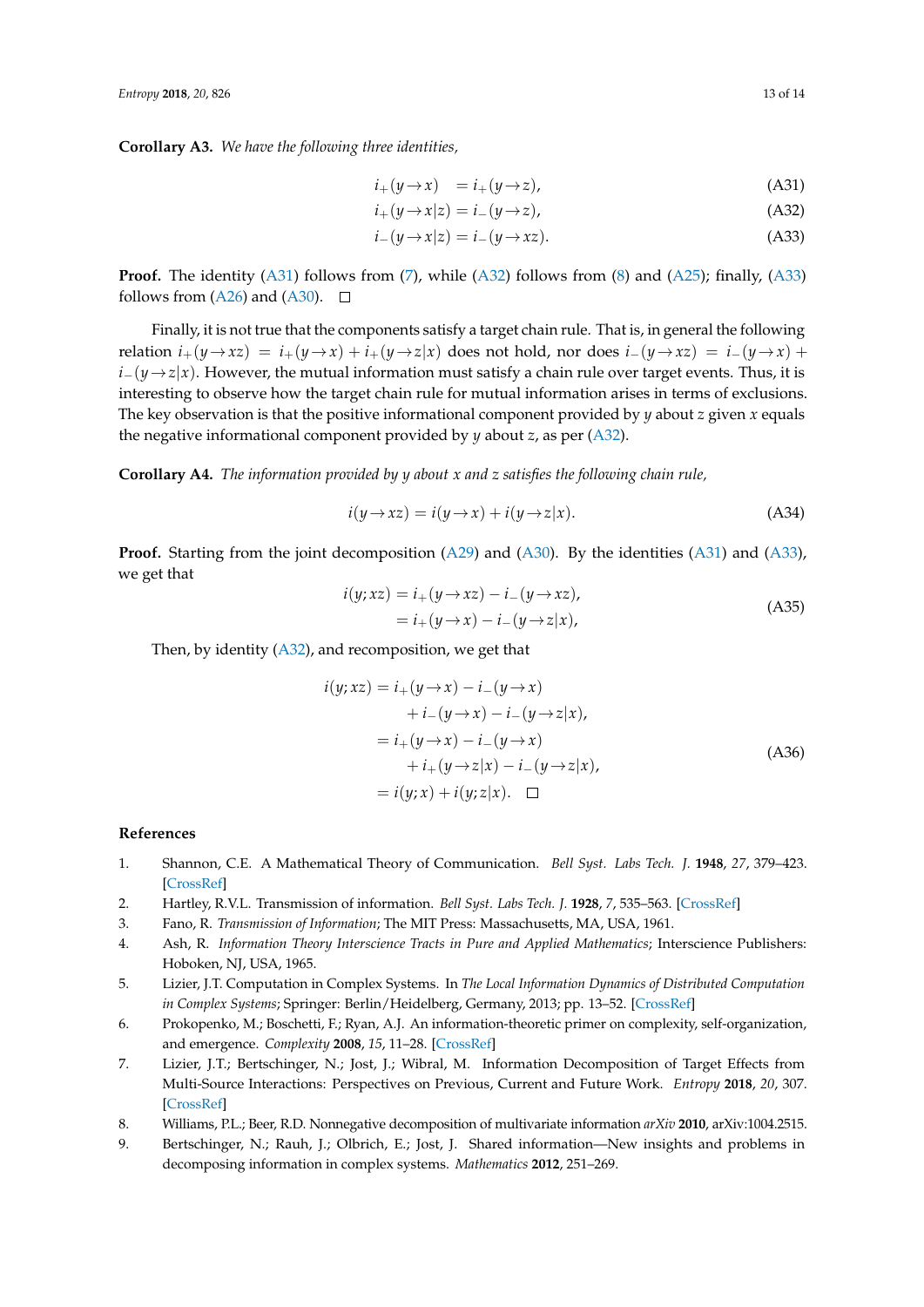**Corollary A3.** *We have the following three identities,*

$$
\begin{aligned}
i_+(y \to x) \quad &= i_+(y \to z), && \text{(A31)} \\
i_+(y \to x|z) &= i_-(y \to z), && \text{(A32)} \\
i_-(y \to x|z) &= i_-(y \to xz). && \text{(A33)}
\end{aligned}
$$

**Proof.** The identity (A31) follows from (7), while (A32) follows from (8) and (A25); finally, (A33) follows from (A26) and (A30). □

Finally, it is not true that the components satisfy a target chain rule. That is, in general the following relation $i_+(y \to xz) = i_+(y \to x) + i_+(y \to z|x)$ does not hold, nor does $i_-(y \to xz) = i_-(y \to x) + i_-(y \to z|x)$. However, the mutual information must satisfy a chain rule over target events. Thus, it is interesting to observe how the target chain rule for mutual information arises in terms of exclusions. The key observation is that the positive informational component provided by $y$ about $z$ given $x$ equals the negative informational component provided by $y$ about $z$, as per (A32).

**Corollary A4.** *The information provided by y about x and z satisfies the following chain rule,*

$$
i(y \to xz) = i(y \to x) + i(y \to z|x). \tag{A34}
$$

**Proof.** Starting from the joint decomposition (A29) and (A30). By the identities (A31) and (A33), we get that

$$
\begin{aligned}
i(y; xz) &= i_+(y \to xz) - i_-(y \to xz), \\
&= i_+(y \to x) - i_-(y \to z|x),
\end{aligned} \tag{A35}
$$

Then, by identity (A32), and recomposition, we get that

$$
\begin{aligned}
i(y; xz) &= i_+(y \to x) - i_-(y \to x) \\
&\quad + i_-(y \to x) - i_-(y \to z|x), \\
&= i_+(y \to x) - i_-(y \to x) \\
&\quad + i_+(y \to z|x) - i_-(y \to z|x), \\
&= i(y; x) + i(y; z|x). \quad \square
\end{aligned} \tag{A36}
$$

## References

1. Shannon, C.E. A Mathematical Theory of Communication. *Bell Syst. Labs Tech. J.* **1948**, *27*, 379–423. [CrossRef]
2. Hartley, R.V.L. Transmission of information. *Bell Syst. Labs Tech. J.* **1928**, *7*, 535–563. [CrossRef]
3. Fano, R. *Transmission of Information*; The MIT Press: Massachusetts, MA, USA, 1961.
4. Ash, R. *Information Theory Interscience Tracts in Pure and Applied Mathematics*; Interscience Publishers: Hoboken, NJ, USA, 1965.
5. Lizier, J.T. Computation in Complex Systems. In *The Local Information Dynamics of Distributed Computation in Complex Systems*; Springer: Berlin/Heidelberg, Germany, 2013; pp. 13–52. [CrossRef]
6. Prokopenko, M.; Boschetti, F.; Ryan, A.J. An information-theoretic primer on complexity, self-organization, and emergence. *Complexity* **2008**, *15*, 11–28. [CrossRef]
7. Lizier, J.T.; Bertschinger, N.; Jost, J.; Wibral, M. Information Decomposition of Target Effects from Multi-Source Interactions: Perspectives on Previous, Current and Future Work. *Entropy* **2018**, *20*, 307. [CrossRef]
8. Williams, P.L.; Beer, R.D. Nonnegative decomposition of multivariate information *arXiv* **2010**, arXiv:1004.2515.
9. Bertschinger, N.; Rauh, J.; Olbrich, E.; Jost, J. Shared information—New insights and problems in decomposing information in complex systems. *Mathematics* **2012**, 251–269.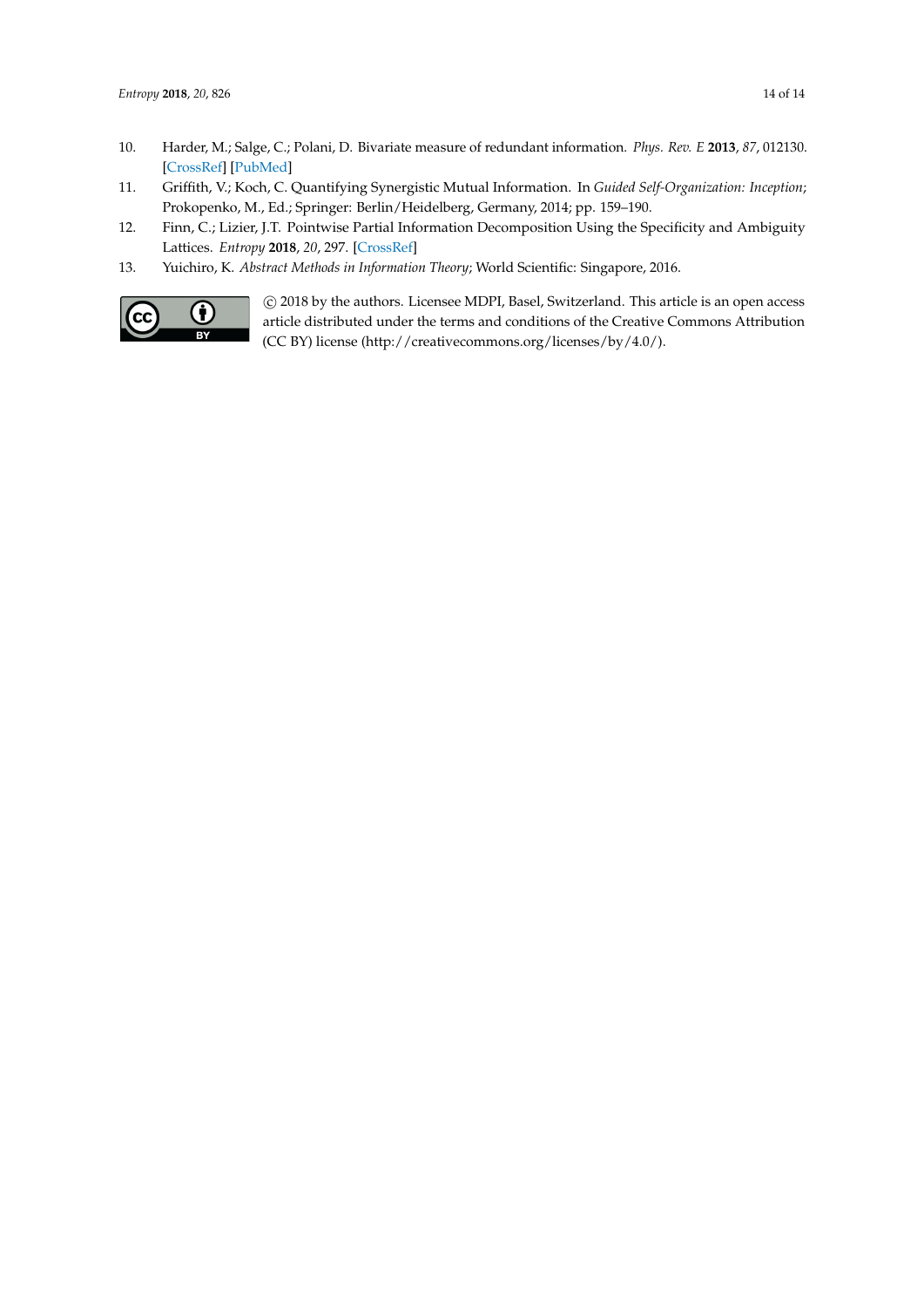10. Harder, M.; Salge, C.; Polani, D. Bivariate measure of redundant information. *Phys. Rev. E* **2013**, *87*, 012130. [CrossRef] [PubMed]
11. Griffith, V.; Koch, C. Quantifying Synergistic Mutual Information. In *Guided Self-Organization: Inception*; Prokopenko, M., Ed.; Springer: Berlin/Heidelberg, Germany, 2014; pp. 159–190.
12. Finn, C.; Lizier, J.T. Pointwise Partial Information Decomposition Using the Specificity and Ambiguity Lattices. *Entropy* **2018**, *20*, 297. [CrossRef]
13. Yuichiro, K. *Abstract Methods in Information Theory*; World Scientific: Singapore, 2016.

© 2018 by the authors. Licensee MDPI, Basel, Switzerland. This article is an open access article distributed under the terms and conditions of the Creative Commons Attribution (CC BY) license (http://creativecommons.org/licenses/by/4.0/).